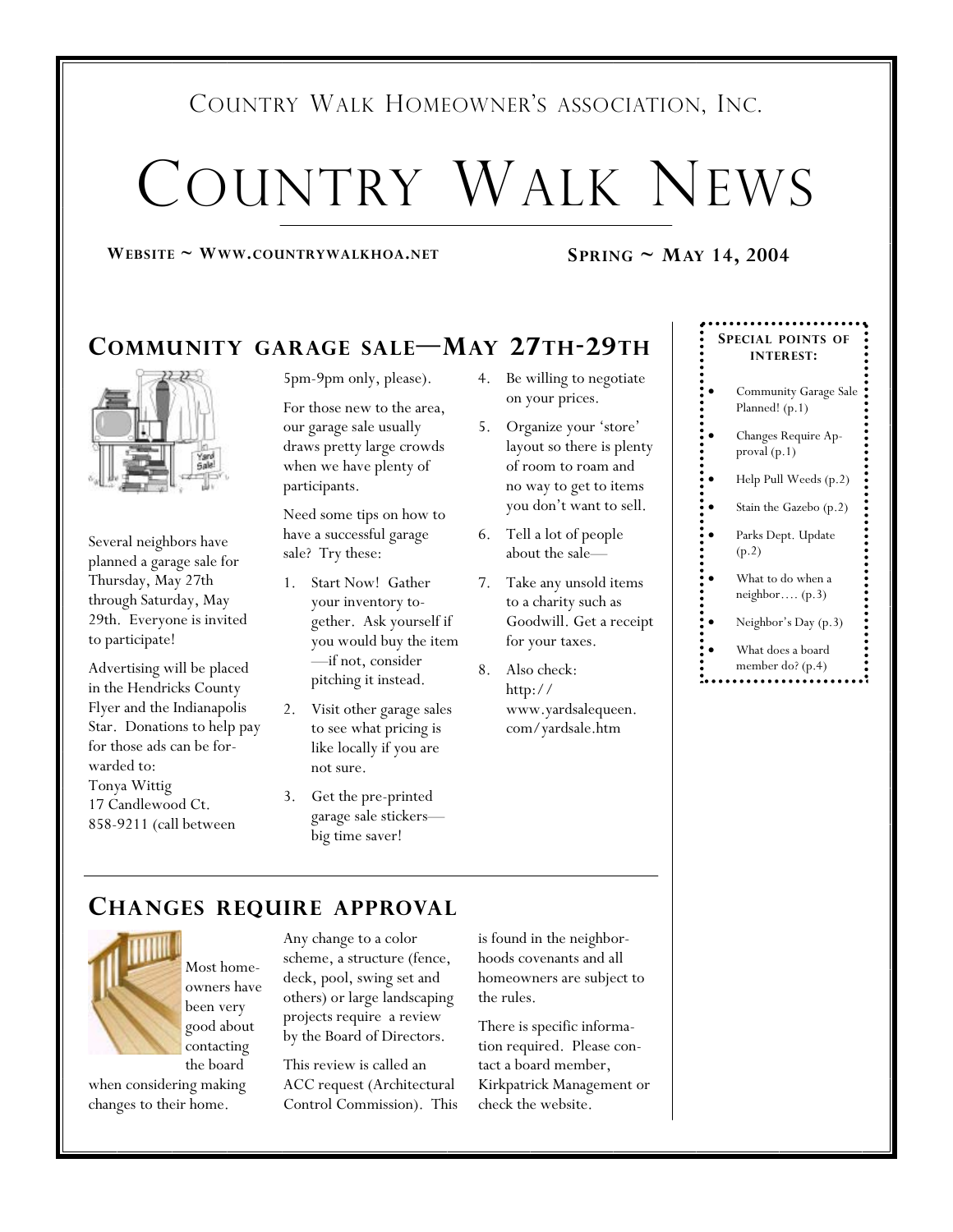Country Walk Homeowner's association, Inc.

# Country Walk News

**Website ~ Www.countrywalkhoa.net**

**Spring ~ May 14, 2004**

## Community garage sale—May 27th-29th

Several neighbors have planned a garage sale for Thursday, May 27th through Saturday, May 29th. Everyone is invited to participate!

Advertising will be placed in the Hendricks County Flyer and the Indianapolis Star. Donations to help pay for those ads can be forwarded to:
Tonya Wittig
17 Candlewood Ct.
858-9211 (call between 5pm-9pm only, please).

For those new to the area, our garage sale usually draws pretty large crowds when we have plenty of participants.

Need some tips on how to have a successful garage sale? Try these:

1. Start Now! Gather your inventory together. Ask yourself if you would buy the item—if not, consider pitching it instead.
2. Visit other garage sales to see what pricing is like locally if you are not sure.
3. Get the pre-printed garage sale stickers—big time saver!
4. Be willing to negotiate on your prices.
5. Organize your 'store' layout so there is plenty of room to roam and no way to get to items you don't want to sell.
6. Tell a lot of people about the sale—
7. Take any unsold items to a charity such as Goodwill. Get a receipt for your taxes.
8. Also check: http://www.yardsalequeen.com/yardsale.htm

## Changes require approval

Most homeowners have been very good about contacting the board when considering making changes to their home.

Any change to a color scheme, a structure (fence, deck, pool, swing set and others) or large landscaping projects require a review by the Board of Directors.

This review is called an ACC request (Architectural Control Commission). This is found in the neighborhoods covenants and all homeowners are subject to the rules.

There is specific information required. Please contact a board member, Kirkpatrick Management or check the website.

**Special points of interest:**

- Community Garage Sale Planned! (p.1)
- Changes Require Approval (p.1)
- Help Pull Weeds (p.2)
- Stain the Gazebo (p.2)
- Parks Dept. Update (p.2)
- What to do when a neighbor…. (p.3)
- Neighbor's Day (p.3)
- What does a board member do? (p.4)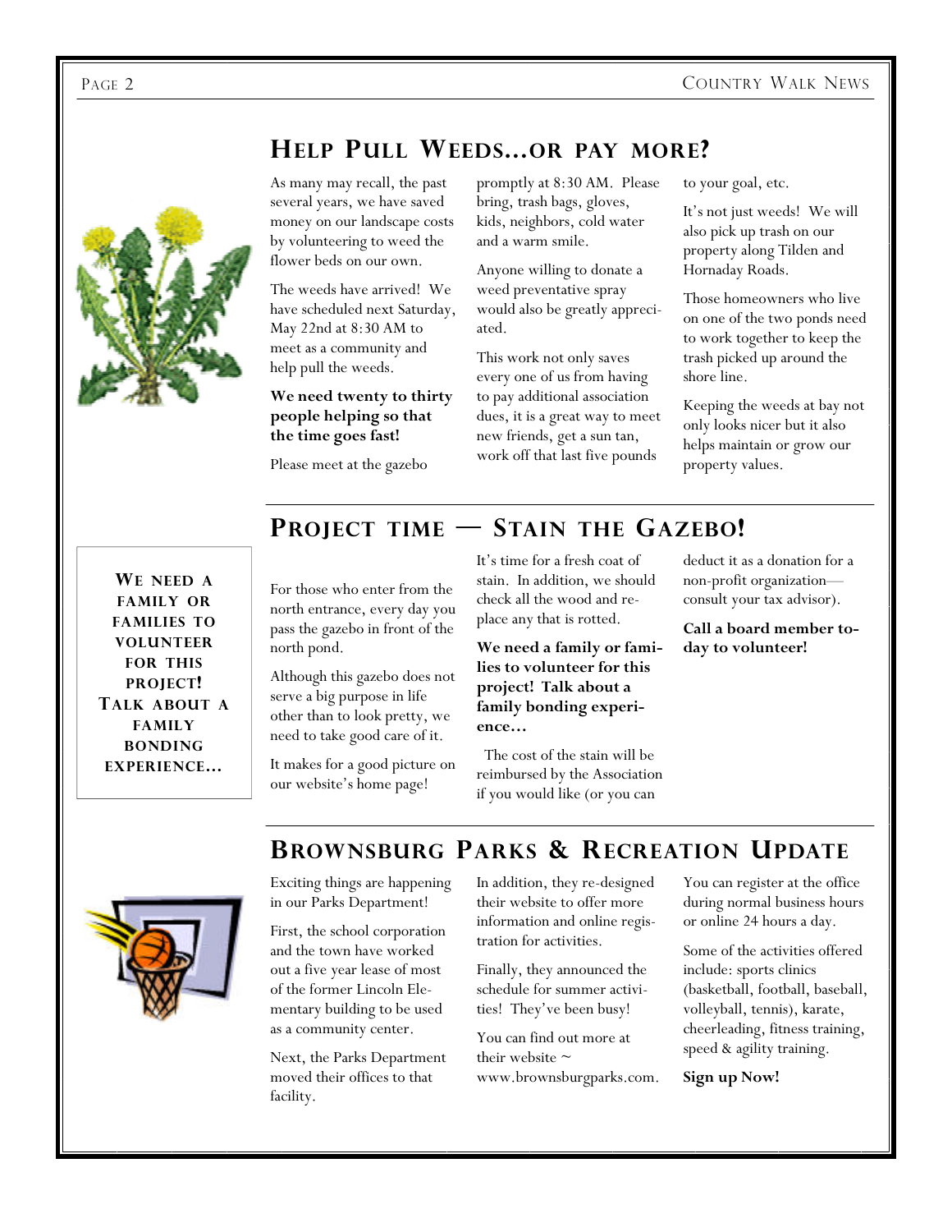## Help Pull Weeds...or pay more?

As many may recall, the past several years, we have saved money on our landscape costs by volunteering to weed the flower beds on our own.

The weeds have arrived! We have scheduled next Saturday, May 22nd at 8:30 AM to meet as a community and help pull the weeds.

**We need twenty to thirty people helping so that the time goes fast!**

Please meet at the gazebo promptly at 8:30 AM. Please bring, trash bags, gloves, kids, neighbors, cold water and a warm smile.

Anyone willing to donate a weed preventative spray would also be greatly appreciated.

This work not only saves every one of us from having to pay additional association dues, it is a great way to meet new friends, get a sun tan, work off that last five pounds to your goal, etc.

It's not just weeds! We will also pick up trash on our property along Tilden and Hornaday Roads.

Those homeowners who live on one of the two ponds need to work together to keep the trash picked up around the shore line.

Keeping the weeds at bay not only looks nicer but it also helps maintain or grow our property values.

## Project time — Stain the Gazebo!

**We need a family or families to volunteer for this project! Talk about a family bonding experience...**

For those who enter from the north entrance, every day you pass the gazebo in front of the north pond.

Although this gazebo does not serve a big purpose in life other than to look pretty, we need to take good care of it.

It makes for a good picture on our website's home page!

It's time for a fresh coat of stain. In addition, we should check all the wood and replace any that is rotted.

**We need a family or families to volunteer for this project! Talk about a family bonding experience...**

The cost of the stain will be reimbursed by the Association if you would like (or you can deduct it as a donation for a non-profit organization—consult your tax advisor).

**Call a board member today to volunteer!**

## Brownsburg Parks & Recreation Update

Exciting things are happening in our Parks Department!

First, the school corporation and the town have worked out a five year lease of most of the former Lincoln Elementary building to be used as a community center.

Next, the Parks Department moved their offices to that facility.

In addition, they re-designed their website to offer more information and online registration for activities.

Finally, they announced the schedule for summer activities! They've been busy!

You can find out more at their website ~ www.brownsburgparks.com.

You can register at the office during normal business hours or online 24 hours a day.

Some of the activities offered include: sports clinics (basketball, football, baseball, volleyball, tennis), karate, cheerleading, fitness training, speed & agility training.

**Sign up Now!**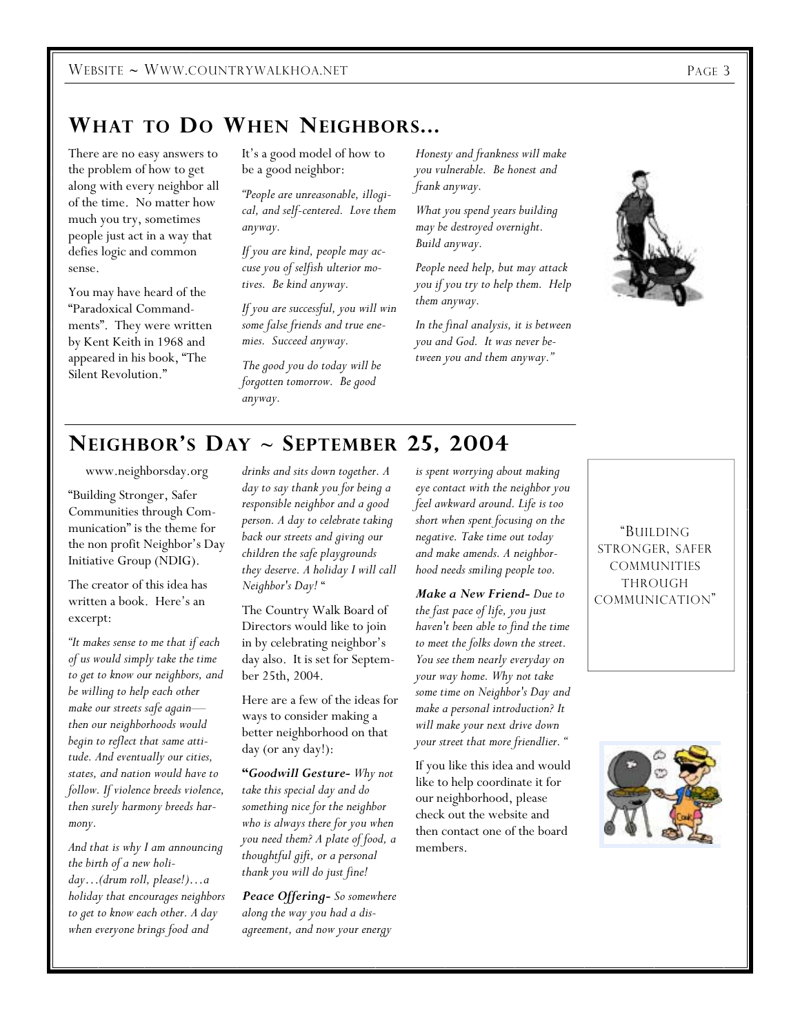## What to Do When Neighbors...

There are no easy answers to the problem of how to get along with every neighbor all of the time. No matter how much you try, sometimes people just act in a way that defies logic and common sense.

You may have heard of the "Paradoxical Commandments". They were written by Kent Keith in 1968 and appeared in his book, "The Silent Revolution."

It's a good model of how to be a good neighbor:

*"People are unreasonable, illogical, and self-centered. Love them anyway.*

*If you are kind, people may accuse you of selfish ulterior motives. Be kind anyway.*

*If you are successful, you will win some false friends and true enemies. Succeed anyway.*

*The good you do today will be forgotten tomorrow. Be good anyway.*

*Honesty and frankness will make you vulnerable. Be honest and frank anyway.*

*What you spend years building may be destroyed overnight. Build anyway.*

*People need help, but may attack you if you try to help them. Help them anyway.*

*In the final analysis, it is between you and God. It was never between you and them anyway."*

## Neighbor's Day ~ September 25, 2004

www.neighborsday.org

"Building Stronger, Safer Communities through Communication" is the theme for the non profit Neighbor's Day Initiative Group (NDIG).

The creator of this idea has written a book. Here's an excerpt:

*"It makes sense to me that if each of us would simply take the time to get to know our neighbors, and be willing to help each other make our streets safe again—then our neighborhoods would begin to reflect that same attitude. And eventually our cities, states, and nation would have to follow. If violence breeds violence, then surely harmony breeds harmony.*

*And that is why I am announcing the birth of a new holiday…(drum roll, please!)…a holiday that encourages neighbors to get to know each other. A day when everyone brings food and drinks and sits down together. A day to say thank you for being a responsible neighbor and a good person. A day to celebrate taking back our streets and giving our children the safe playgrounds they deserve. A holiday I will call Neighbor's Day!* "

The Country Walk Board of Directors would like to join in by celebrating neighbor's day also. It is set for September 25th, 2004.

Here are a few of the ideas for ways to consider making a better neighborhood on that day (or any day!):

"***Goodwill Gesture-*** *Why not take this special day and do something nice for the neighbor who is always there for you when you need them? A plate of food, a thoughtful gift, or a personal thank you will do just fine!*

***Peace Offering-*** *So somewhere along the way you had a disagreement, and now your energy is spent worrying about making eye contact with the neighbor you feel awkward around. Life is too short when spent focusing on the negative. Take time out today and make amends. A neighborhood needs smiling people too.*

***Make a New Friend-*** *Due to the fast pace of life, you just haven't been able to find the time to meet the folks down the street. You see them nearly everyday on your way home. Why not take some time on Neighbor's Day and make a personal introduction? It will make your next drive down your street that more friendlier.* "

If you like this idea and would like to help coordinate it for our neighborhood, please check out the website and then contact one of the board members.

"Building stronger, safer communities through communication"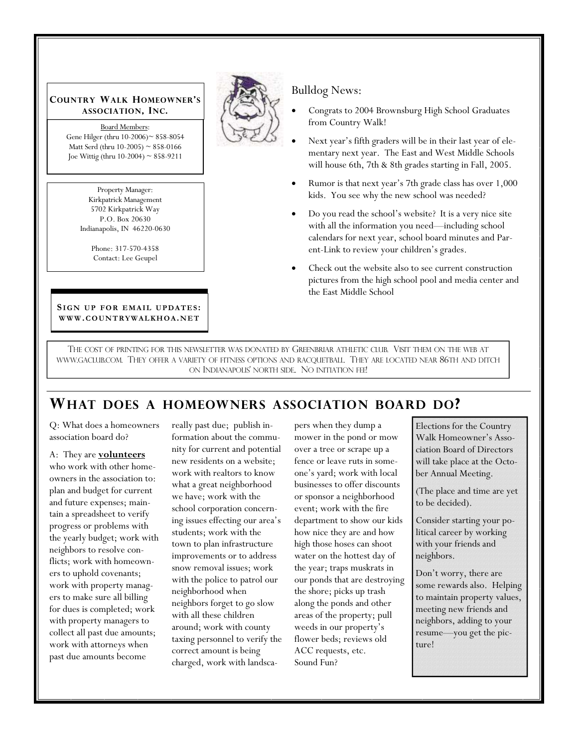**COUNTRY WALK HOMEOWNER'S ASSOCIATION, INC.**

Board Members:
Gene Hilger (thru 10-2006)~ 858-8054
Matt Serd (thru 10-2005) ~ 858-0166
Joe Wittig (thru 10-2004) ~ 858-9211

Property Manager:
Kirkpatrick Management
5702 Kirkpatrick Way
P.O. Box 20630
Indianapolis, IN 46220-0630

Phone: 317-570-4358
Contact: Lee Geupel

**SIGN UP FOR EMAIL UPDATES: WWW.COUNTRYWALKHOA.NET**

## Bulldog News:

- Congrats to 2004 Brownsburg High School Graduates from Country Walk!
- Next year's fifth graders will be in their last year of elementary next year. The East and West Middle Schools will house 6th, 7th & 8th grades starting in Fall, 2005.
- Rumor is that next year's 7th grade class has over 1,000 kids. You see why the new school was needed?
- Do you read the school's website? It is a very nice site with all the information you need—including school calendars for next year, school board minutes and Parent-Link to review your children's grades.
- Check out the website also to see current construction pictures from the high school pool and media center and the East Middle School

THE COST OF PRINTING FOR THIS NEWSLETTER WAS DONATED BY GREENBRIAR ATHLETIC CLUB. VISIT THEM ON THE WEB AT WWW.GACLUB.COM. THEY OFFER A VARIETY OF FITNESS OPTIONS AND RACQUETBALL. THEY ARE LOCATED NEAR 86TH AND DITCH ON INDIANAPOLIS' NORTH SIDE. NO INITIATION FEE!

## WHAT DOES A HOMEOWNERS ASSOCIATION BOARD DO?

Q: What does a homeowners association board do?

A: They are **volunteers** who work with other homeowners in the association to: plan and budget for current and future expenses; maintain a spreadsheet to verify progress or problems with the yearly budget; work with neighbors to resolve conflicts; work with homeowners to uphold covenants; work with property managers to make sure all billing for dues is completed; work with property managers to collect all past due amounts; work with attorneys when past due amounts become really past due; publish information about the community for current and potential new residents on a website; work with realtors to know what a great neighborhood we have; work with the school corporation concerning issues effecting our area's students; work with the town to plan infrastructure improvements or to address snow removal issues; work with the police to patrol our neighborhood when neighbors forget to go slow with all these children around; work with county taxing personnel to verify the correct amount is being charged, work with landscapers when they dump a mower in the pond or mow over a tree or scrape up a fence or leave ruts in someone's yard; work with local businesses to offer discounts or sponsor a neighborhood event; work with the fire department to show our kids how nice they are and how high those hoses can shoot water on the hottest day of the year; traps muskrats in our ponds that are destroying the shore; picks up trash along the ponds and other areas of the property; pull weeds in our property's flower beds; reviews old ACC requests, etc.
Sound Fun?

Elections for the Country Walk Homeowner's Association Board of Directors will take place at the October Annual Meeting.

(The place and time are yet to be decided).

Consider starting your political career by working with your friends and neighbors.

Don't worry, there are some rewards also. Helping to maintain property values, meeting new friends and neighbors, adding to your resume—you get the picture!